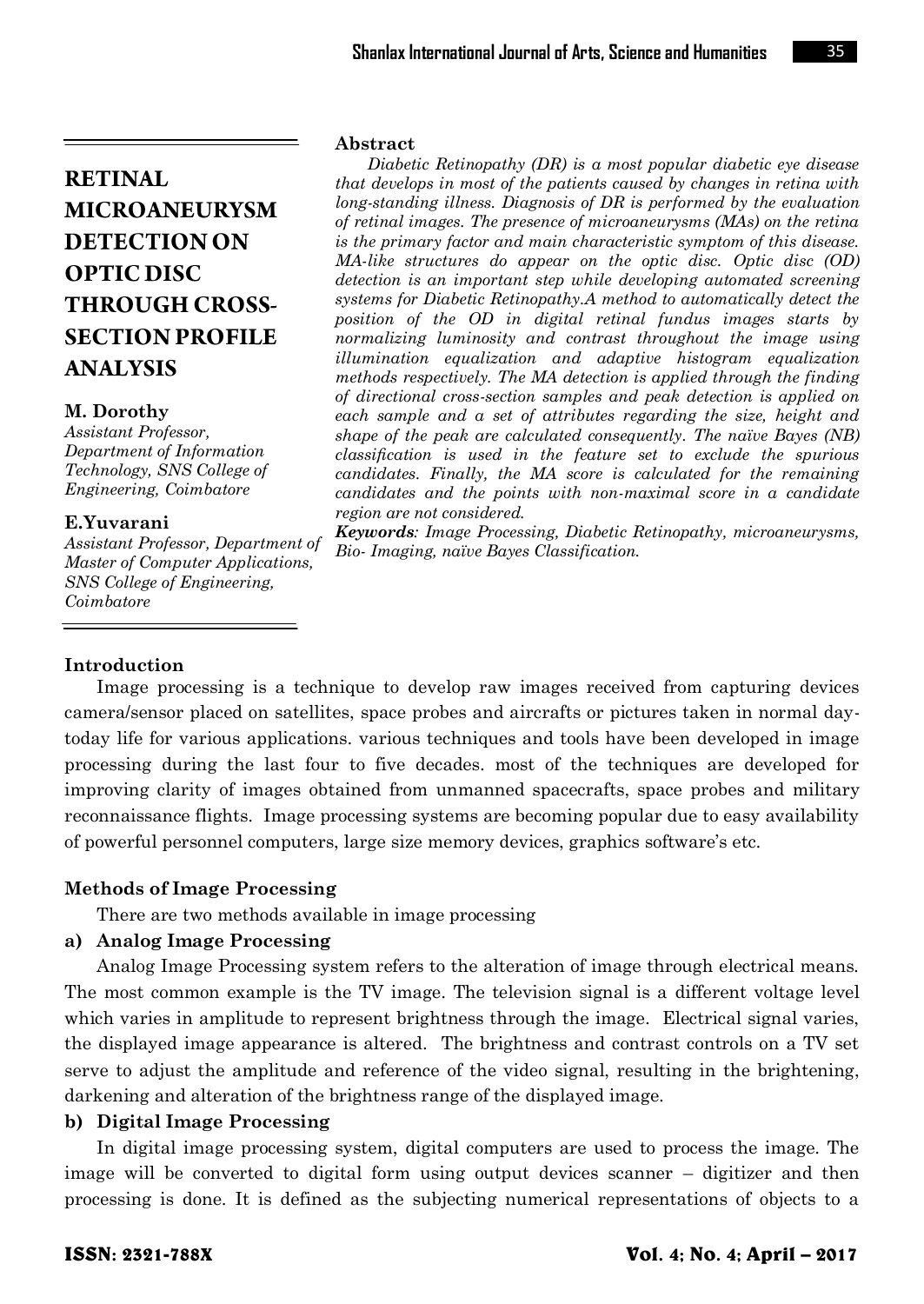# RETINAL MICROANEURYSM DETECTION ON OPTIC DISC THROUGH CROSS-SECTION PROFILE ANALYSIS

**M. Dorothy**

*Assistant Professor, Department of Information Technology, SNS College of Engineering, Coimbatore*

**E.Yuvarani**

*Assistant Professor, Department of Master of Computer Applications, SNS College of Engineering, Coimbatore*

**Abstract**

*Diabetic Retinopathy (DR) is a most popular diabetic eye disease that develops in most of the patients caused by changes in retina with long-standing illness. Diagnosis of DR is performed by the evaluation of retinal images. The presence of microaneurysms (MAs) on the retina is the primary factor and main characteristic symptom of this disease. MA-like structures do appear on the optic disc. Optic disc (OD) detection is an important step while developing automated screening systems for Diabetic Retinopathy.A method to automatically detect the position of the OD in digital retinal fundus images starts by normalizing luminosity and contrast throughout the image using illumination equalization and adaptive histogram equalization methods respectively. The MA detection is applied through the finding of directional cross-section samples and peak detection is applied on each sample and a set of attributes regarding the size, height and shape of the peak are calculated consequently. The naïve Bayes (NB) classification is used in the feature set to exclude the spurious candidates. Finally, the MA score is calculated for the remaining candidates and the points with non-maximal score in a candidate region are not considered.*

***Keywords**: Image Processing, Diabetic Retinopathy, microaneurysms, Bio- Imaging, naïve Bayes Classification.*

## Introduction

Image processing is a technique to develop raw images received from capturing devices camera/sensor placed on satellites, space probes and aircrafts or pictures taken in normal day-today life for various applications. various techniques and tools have been developed in image processing during the last four to five decades. most of the techniques are developed for improving clarity of images obtained from unmanned spacecrafts, space probes and military reconnaissance flights. Image processing systems are becoming popular due to easy availability of powerful personnel computers, large size memory devices, graphics software's etc.

## Methods of Image Processing

There are two methods available in image processing

### a) Analog Image Processing

Analog Image Processing system refers to the alteration of image through electrical means. The most common example is the TV image. The television signal is a different voltage level which varies in amplitude to represent brightness through the image. Electrical signal varies, the displayed image appearance is altered. The brightness and contrast controls on a TV set serve to adjust the amplitude and reference of the video signal, resulting in the brightening, darkening and alteration of the brightness range of the displayed image.

### b) Digital Image Processing

In digital image processing system, digital computers are used to process the image. The image will be converted to digital form using output devices scanner – digitizer and then processing is done. It is defined as the subjecting numerical representations of objects to a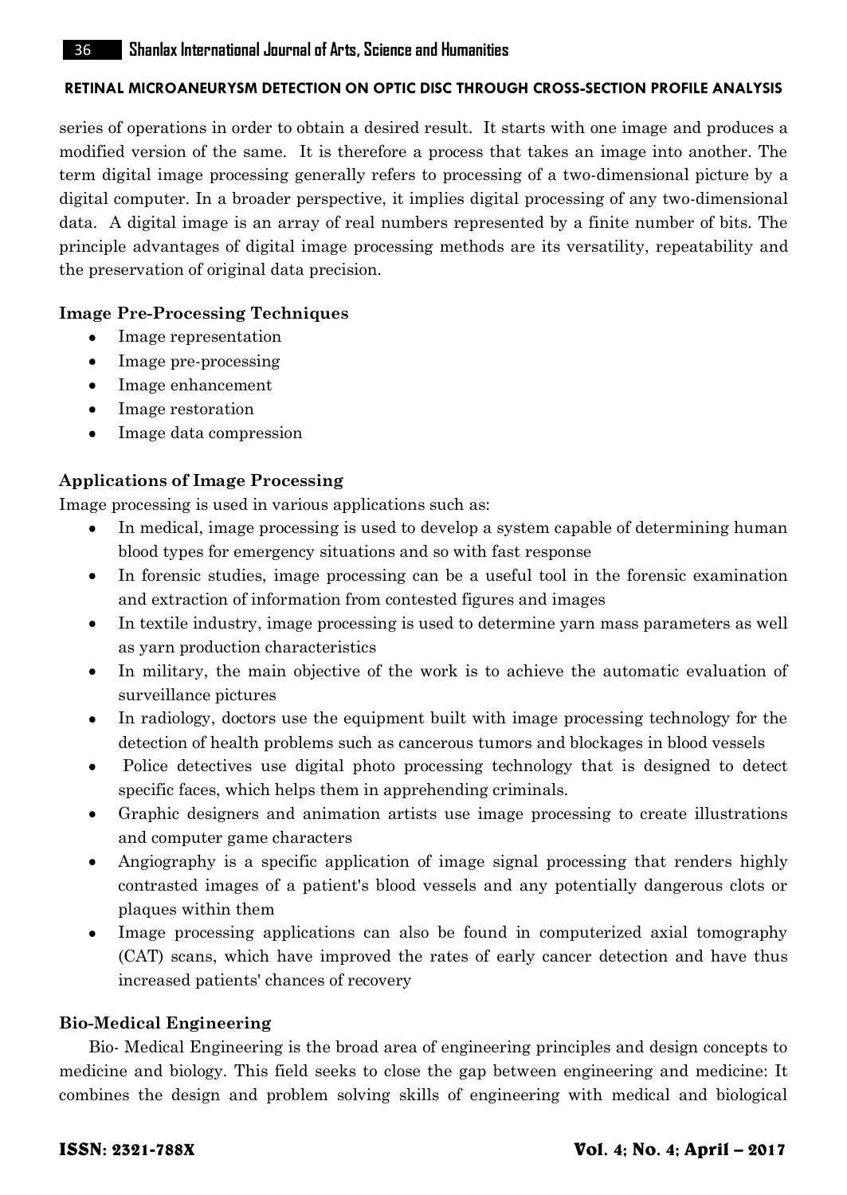series of operations in order to obtain a desired result. It starts with one image and produces a modified version of the same. It is therefore a process that takes an image into another. The term digital image processing generally refers to processing of a two-dimensional picture by a digital computer. In a broader perspective, it implies digital processing of any two-dimensional data. A digital image is an array of real numbers represented by a finite number of bits. The principle advantages of digital image processing methods are its versatility, repeatability and the preservation of original data precision.

### Image Pre-Processing Techniques

- Image representation
- Image pre-processing
- Image enhancement
- Image restoration
- Image data compression

### Applications of Image Processing

Image processing is used in various applications such as:

- In medical, image processing is used to develop a system capable of determining human blood types for emergency situations and so with fast response
- In forensic studies, image processing can be a useful tool in the forensic examination and extraction of information from contested figures and images
- In textile industry, image processing is used to determine yarn mass parameters as well as yarn production characteristics
- In military, the main objective of the work is to achieve the automatic evaluation of surveillance pictures
- In radiology, doctors use the equipment built with image processing technology for the detection of health problems such as cancerous tumors and blockages in blood vessels
- Police detectives use digital photo processing technology that is designed to detect specific faces, which helps them in apprehending criminals.
- Graphic designers and animation artists use image processing to create illustrations and computer game characters
- Angiography is a specific application of image signal processing that renders highly contrasted images of a patient's blood vessels and any potentially dangerous clots or plaques within them
- Image processing applications can also be found in computerized axial tomography (CAT) scans, which have improved the rates of early cancer detection and have thus increased patients' chances of recovery

### Bio-Medical Engineering

Bio- Medical Engineering is the broad area of engineering principles and design concepts to medicine and biology. This field seeks to close the gap between engineering and medicine: It combines the design and problem solving skills of engineering with medical and biological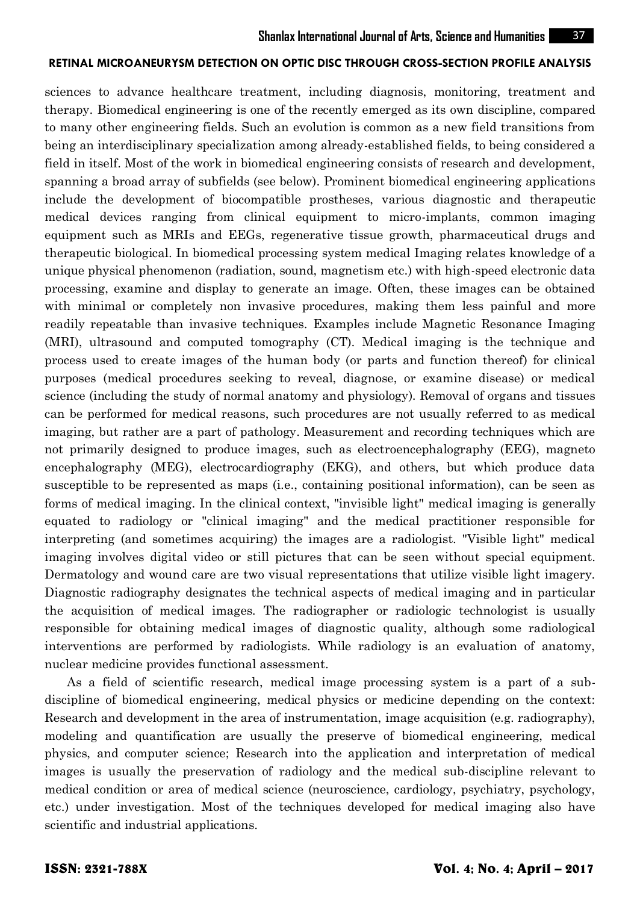sciences to advance healthcare treatment, including diagnosis, monitoring, treatment and therapy. Biomedical engineering is one of the recently emerged as its own discipline, compared to many other engineering fields. Such an evolution is common as a new field transitions from being an interdisciplinary specialization among already-established fields, to being considered a field in itself. Most of the work in biomedical engineering consists of research and development, spanning a broad array of subfields (see below). Prominent biomedical engineering applications include the development of biocompatible prostheses, various diagnostic and therapeutic medical devices ranging from clinical equipment to micro-implants, common imaging equipment such as MRIs and EEGs, regenerative tissue growth, pharmaceutical drugs and therapeutic biological. In biomedical processing system medical Imaging relates knowledge of a unique physical phenomenon (radiation, sound, magnetism etc.) with high-speed electronic data processing, examine and display to generate an image. Often, these images can be obtained with minimal or completely non invasive procedures, making them less painful and more readily repeatable than invasive techniques. Examples include Magnetic Resonance Imaging (MRI), ultrasound and computed tomography (CT). Medical imaging is the technique and process used to create images of the human body (or parts and function thereof) for clinical purposes (medical procedures seeking to reveal, diagnose, or examine disease) or medical science (including the study of normal anatomy and physiology). Removal of organs and tissues can be performed for medical reasons, such procedures are not usually referred to as medical imaging, but rather are a part of pathology. Measurement and recording techniques which are not primarily designed to produce images, such as electroencephalography (EEG), magneto encephalography (MEG), electrocardiography (EKG), and others, but which produce data susceptible to be represented as maps (i.e., containing positional information), can be seen as forms of medical imaging. In the clinical context, "invisible light" medical imaging is generally equated to radiology or "clinical imaging" and the medical practitioner responsible for interpreting (and sometimes acquiring) the images are a radiologist. "Visible light" medical imaging involves digital video or still pictures that can be seen without special equipment. Dermatology and wound care are two visual representations that utilize visible light imagery. Diagnostic radiography designates the technical aspects of medical imaging and in particular the acquisition of medical images. The radiographer or radiologic technologist is usually responsible for obtaining medical images of diagnostic quality, although some radiological interventions are performed by radiologists. While radiology is an evaluation of anatomy, nuclear medicine provides functional assessment.

As a field of scientific research, medical image processing system is a part of a sub-discipline of biomedical engineering, medical physics or medicine depending on the context: Research and development in the area of instrumentation, image acquisition (e.g. radiography), modeling and quantification are usually the preserve of biomedical engineering, medical physics, and computer science; Research into the application and interpretation of medical images is usually the preservation of radiology and the medical sub-discipline relevant to medical condition or area of medical science (neuroscience, cardiology, psychiatry, psychology, etc.) under investigation. Most of the techniques developed for medical imaging also have scientific and industrial applications.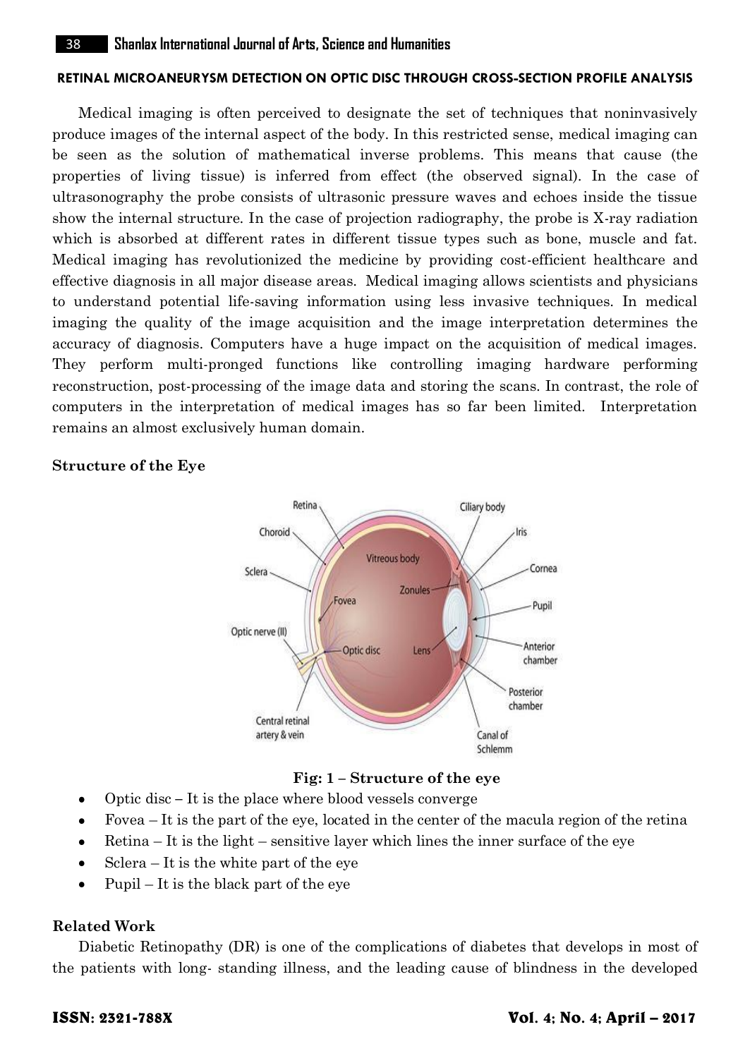## RETINAL MICROANEURYSM DETECTION ON OPTIC DISC THROUGH CROSS-SECTION PROFILE ANALYSIS

Medical imaging is often perceived to designate the set of techniques that noninvasively produce images of the internal aspect of the body. In this restricted sense, medical imaging can be seen as the solution of mathematical inverse problems. This means that cause (the properties of living tissue) is inferred from effect (the observed signal). In the case of ultrasonography the probe consists of ultrasonic pressure waves and echoes inside the tissue show the internal structure. In the case of projection radiography, the probe is X-ray radiation which is absorbed at different rates in different tissue types such as bone, muscle and fat. Medical imaging has revolutionized the medicine by providing cost-efficient healthcare and effective diagnosis in all major disease areas. Medical imaging allows scientists and physicians to understand potential life-saving information using less invasive techniques. In medical imaging the quality of the image acquisition and the image interpretation determines the accuracy of diagnosis. Computers have a huge impact on the acquisition of medical images. They perform multi-pronged functions like controlling imaging hardware performing reconstruction, post-processing of the image data and storing the scans. In contrast, the role of computers in the interpretation of medical images has so far been limited. Interpretation remains an almost exclusively human domain.

**Structure of the Eye**

Retina
Ciliary body
Choroid
Iris
Vitreous body
Sclera
Cornea
Zonules
Fovea
Pupil
Optic nerve (II)
Optic disc
Lens
Anterior chamber
Posterior chamber
Central retinal artery & vein
Canal of Schlemm

**Fig: 1 – Structure of the eye**

- Optic disc – It is the place where blood vessels converge
- Fovea – It is the part of the eye, located in the center of the macula region of the retina
- Retina – It is the light – sensitive layer which lines the inner surface of the eye
- Sclera – It is the white part of the eye
- Pupil – It is the black part of the eye

**Related Work**

Diabetic Retinopathy (DR) is one of the complications of diabetes that develops in most of the patients with long- standing illness, and the leading cause of blindness in the developed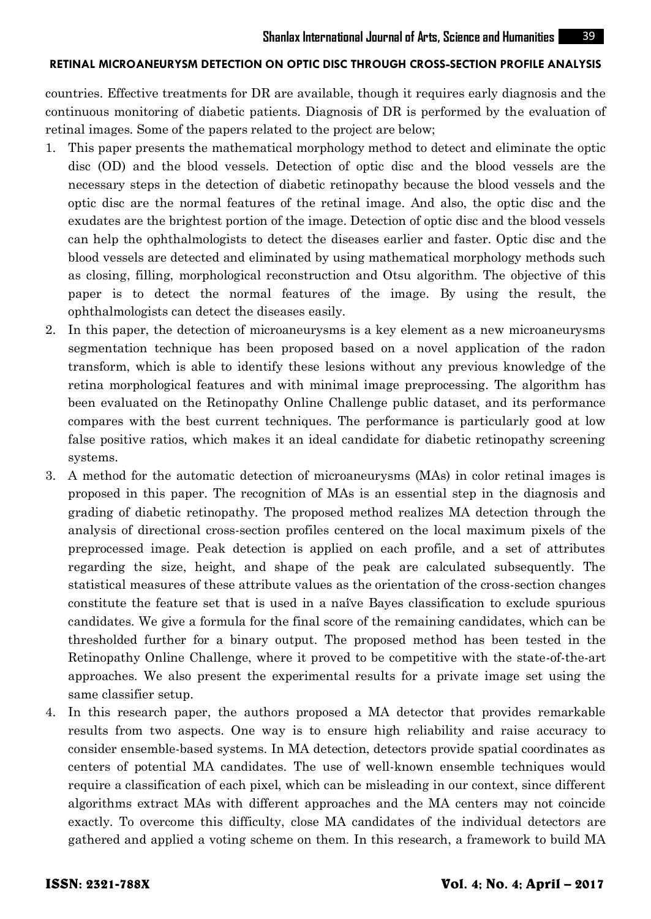countries. Effective treatments for DR are available, though it requires early diagnosis and the continuous monitoring of diabetic patients. Diagnosis of DR is performed by the evaluation of retinal images. Some of the papers related to the project are below;

1. This paper presents the mathematical morphology method to detect and eliminate the optic disc (OD) and the blood vessels. Detection of optic disc and the blood vessels are the necessary steps in the detection of diabetic retinopathy because the blood vessels and the optic disc are the normal features of the retinal image. And also, the optic disc and the exudates are the brightest portion of the image. Detection of optic disc and the blood vessels can help the ophthalmologists to detect the diseases earlier and faster. Optic disc and the blood vessels are detected and eliminated by using mathematical morphology methods such as closing, filling, morphological reconstruction and Otsu algorithm. The objective of this paper is to detect the normal features of the image. By using the result, the ophthalmologists can detect the diseases easily.
2. In this paper, the detection of microaneurysms is a key element as a new microaneurysms segmentation technique has been proposed based on a novel application of the radon transform, which is able to identify these lesions without any previous knowledge of the retina morphological features and with minimal image preprocessing. The algorithm has been evaluated on the Retinopathy Online Challenge public dataset, and its performance compares with the best current techniques. The performance is particularly good at low false positive ratios, which makes it an ideal candidate for diabetic retinopathy screening systems.
3. A method for the automatic detection of microaneurysms (MAs) in color retinal images is proposed in this paper. The recognition of MAs is an essential step in the diagnosis and grading of diabetic retinopathy. The proposed method realizes MA detection through the analysis of directional cross-section profiles centered on the local maximum pixels of the preprocessed image. Peak detection is applied on each profile, and a set of attributes regarding the size, height, and shape of the peak are calculated subsequently. The statistical measures of these attribute values as the orientation of the cross-section changes constitute the feature set that is used in a naïve Bayes classification to exclude spurious candidates. We give a formula for the final score of the remaining candidates, which can be thresholded further for a binary output. The proposed method has been tested in the Retinopathy Online Challenge, where it proved to be competitive with the state-of-the-art approaches. We also present the experimental results for a private image set using the same classifier setup.
4. In this research paper, the authors proposed a MA detector that provides remarkable results from two aspects. One way is to ensure high reliability and raise accuracy to consider ensemble-based systems. In MA detection, detectors provide spatial coordinates as centers of potential MA candidates. The use of well-known ensemble techniques would require a classification of each pixel, which can be misleading in our context, since different algorithms extract MAs with different approaches and the MA centers may not coincide exactly. To overcome this difficulty, close MA candidates of the individual detectors are gathered and applied a voting scheme on them. In this research, a framework to build MA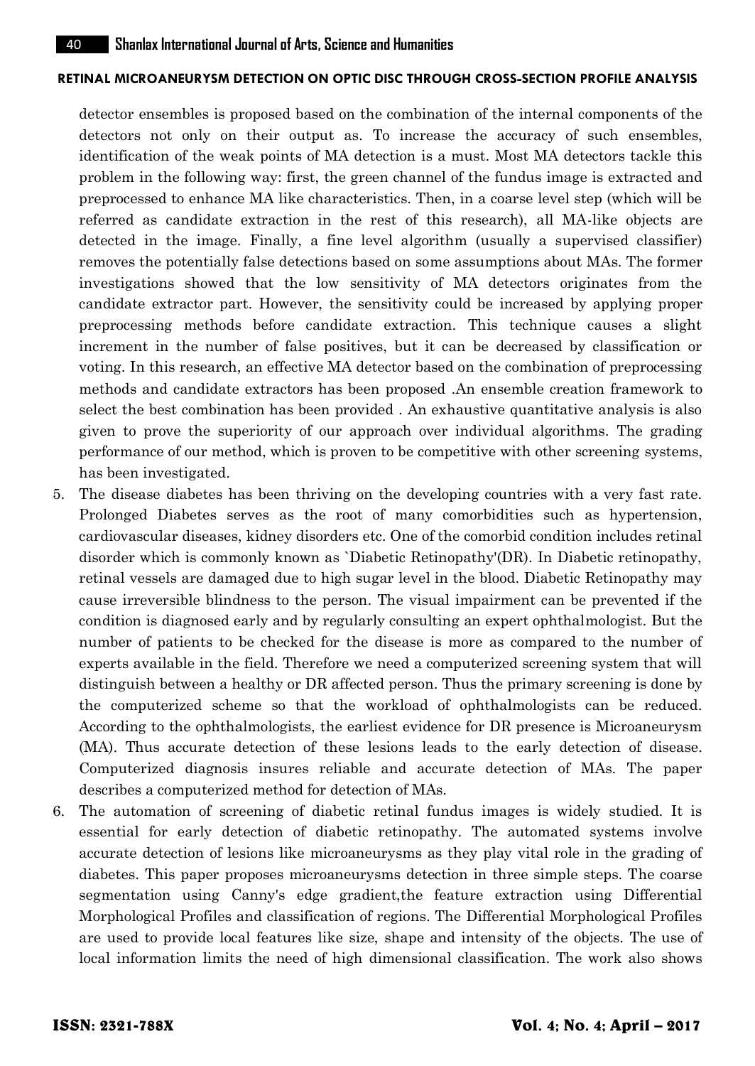detector ensembles is proposed based on the combination of the internal components of the detectors not only on their output as. To increase the accuracy of such ensembles, identification of the weak points of MA detection is a must. Most MA detectors tackle this problem in the following way: first, the green channel of the fundus image is extracted and preprocessed to enhance MA like characteristics. Then, in a coarse level step (which will be referred as candidate extraction in the rest of this research), all MA-like objects are detected in the image. Finally, a fine level algorithm (usually a supervised classifier) removes the potentially false detections based on some assumptions about MAs. The former investigations showed that the low sensitivity of MA detectors originates from the candidate extractor part. However, the sensitivity could be increased by applying proper preprocessing methods before candidate extraction. This technique causes a slight increment in the number of false positives, but it can be decreased by classification or voting. In this research, an effective MA detector based on the combination of preprocessing methods and candidate extractors has been proposed .An ensemble creation framework to select the best combination has been provided . An exhaustive quantitative analysis is also given to prove the superiority of our approach over individual algorithms. The grading performance of our method, which is proven to be competitive with other screening systems, has been investigated.

5. The disease diabetes has been thriving on the developing countries with a very fast rate. Prolonged Diabetes serves as the root of many comorbidities such as hypertension, cardiovascular diseases, kidney disorders etc. One of the comorbid condition includes retinal disorder which is commonly known as `Diabetic Retinopathy'(DR). In Diabetic retinopathy, retinal vessels are damaged due to high sugar level in the blood. Diabetic Retinopathy may cause irreversible blindness to the person. The visual impairment can be prevented if the condition is diagnosed early and by regularly consulting an expert ophthalmologist. But the number of patients to be checked for the disease is more as compared to the number of experts available in the field. Therefore we need a computerized screening system that will distinguish between a healthy or DR affected person. Thus the primary screening is done by the computerized scheme so that the workload of ophthalmologists can be reduced. According to the ophthalmologists, the earliest evidence for DR presence is Microaneurysm (MA). Thus accurate detection of these lesions leads to the early detection of disease. Computerized diagnosis insures reliable and accurate detection of MAs. The paper describes a computerized method for detection of MAs.
6. The automation of screening of diabetic retinal fundus images is widely studied. It is essential for early detection of diabetic retinopathy. The automated systems involve accurate detection of lesions like microaneurysms as they play vital role in the grading of diabetes. This paper proposes microaneurysms detection in three simple steps. The coarse segmentation using Canny's edge gradient,the feature extraction using Differential Morphological Profiles and classification of regions. The Differential Morphological Profiles are used to provide local features like size, shape and intensity of the objects. The use of local information limits the need of high dimensional classification. The work also shows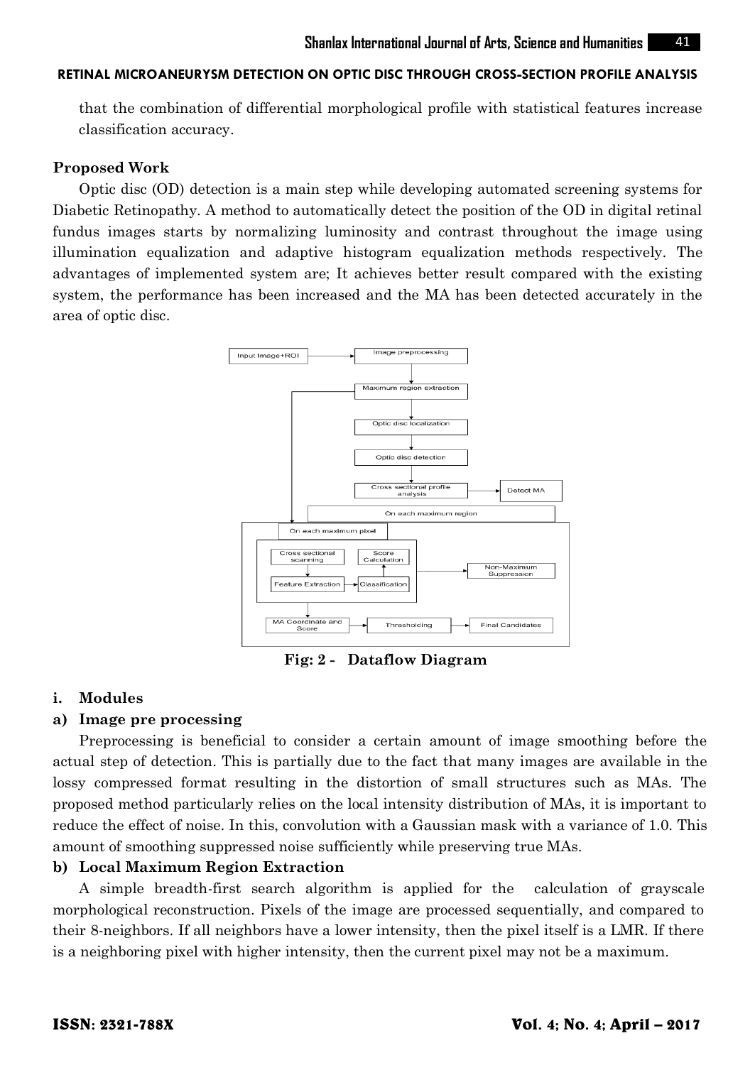that the combination of differential morphological profile with statistical features increase classification accuracy.

**Proposed Work**

Optic disc (OD) detection is a main step while developing automated screening systems for Diabetic Retinopathy. A method to automatically detect the position of the OD in digital retinal fundus images starts by normalizing luminosity and contrast throughout the image using illumination equalization and adaptive histogram equalization methods respectively. The advantages of implemented system are; It achieves better result compared with the existing system, the performance has been increased and the MA has been detected accurately in the area of optic disc.

Input Image+ROI
Image preprocessing
Maximum region extraction
Optic disc localization
Optic disc detection
Cross sectional profile analysis
Detect MA
On each maximum region
On each maximum pixel
Cross sectional scanning
Score Calculation
Feature Extraction
Classification
Non-Maximum Suppression
MA Coordinate and Score
Thresholding
Final Candidates

**Fig: 2 - Dataflow Diagram**

**i. Modules**

**a) Image pre processing**

Preprocessing is beneficial to consider a certain amount of image smoothing before the actual step of detection. This is partially due to the fact that many images are available in the lossy compressed format resulting in the distortion of small structures such as MAs. The proposed method particularly relies on the local intensity distribution of MAs, it is important to reduce the effect of noise. In this, convolution with a Gaussian mask with a variance of 1.0. This amount of smoothing suppressed noise sufficiently while preserving true MAs.

**b) Local Maximum Region Extraction**

A simple breadth-first search algorithm is applied for the calculation of grayscale morphological reconstruction. Pixels of the image are processed sequentially, and compared to their 8-neighbors. If all neighbors have a lower intensity, then the pixel itself is a LMR. If there is a neighboring pixel with higher intensity, then the current pixel may not be a maximum.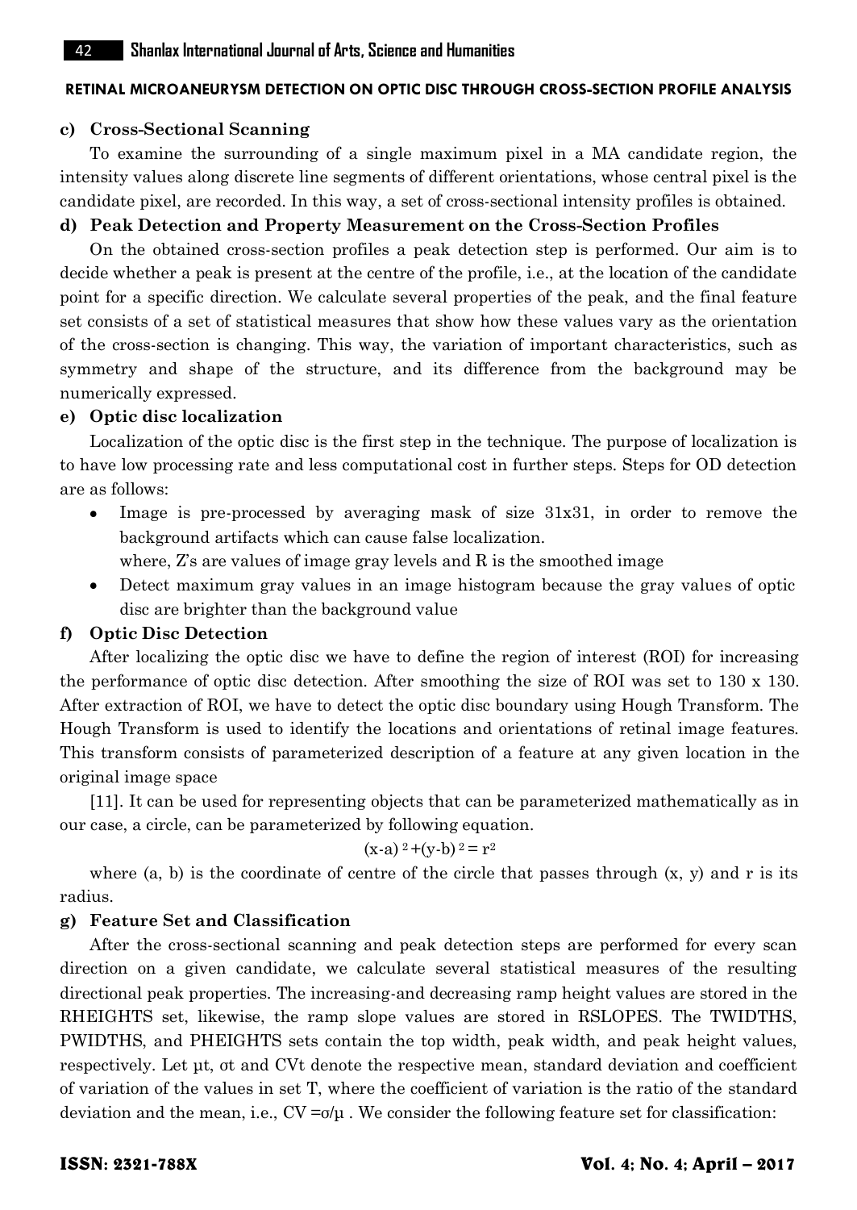#### c) Cross-Sectional Scanning

To examine the surrounding of a single maximum pixel in a MA candidate region, the intensity values along discrete line segments of different orientations, whose central pixel is the candidate pixel, are recorded. In this way, a set of cross-sectional intensity profiles is obtained.

#### d) Peak Detection and Property Measurement on the Cross-Section Profiles

On the obtained cross-section profiles a peak detection step is performed. Our aim is to decide whether a peak is present at the centre of the profile, i.e., at the location of the candidate point for a specific direction. We calculate several properties of the peak, and the final feature set consists of a set of statistical measures that show how these values vary as the orientation of the cross-section is changing. This way, the variation of important characteristics, such as symmetry and shape of the structure, and its difference from the background may be numerically expressed.

#### e) Optic disc localization

Localization of the optic disc is the first step in the technique. The purpose of localization is to have low processing rate and less computational cost in further steps. Steps for OD detection are as follows:

- Image is pre-processed by averaging mask of size 31x31, in order to remove the background artifacts which can cause false localization.
  where, Z's are values of image gray levels and R is the smoothed image
- Detect maximum gray values in an image histogram because the gray values of optic disc are brighter than the background value

#### f) Optic Disc Detection

After localizing the optic disc we have to define the region of interest (ROI) for increasing the performance of optic disc detection. After smoothing the size of ROI was set to 130 x 130. After extraction of ROI, we have to detect the optic disc boundary using Hough Transform. The Hough Transform is used to identify the locations and orientations of retinal image features. This transform consists of parameterized description of a feature at any given location in the original image space

[11]. It can be used for representing objects that can be parameterized mathematically as in our case, a circle, can be parameterized by following equation.

$$(x-a)^2+(y-b)^2 = r^2$$

where (a, b) is the coordinate of centre of the circle that passes through (x, y) and r is its radius.

#### g) Feature Set and Classification

After the cross-sectional scanning and peak detection steps are performed for every scan direction on a given candidate, we calculate several statistical measures of the resulting directional peak properties. The increasing-and decreasing ramp height values are stored in the RHEIGHTS set, likewise, the ramp slope values are stored in RSLOPES. The TWIDTHS, PWIDTHS, and PHEIGHTS sets contain the top width, peak width, and peak height values, respectively. Let $\mu t$, $\sigma t$ and $CVt$ denote the respective mean, standard deviation and coefficient of variation of the values in set T, where the coefficient of variation is the ratio of the standard deviation and the mean, i.e., $CV = \sigma/\mu$ . We consider the following feature set for classification: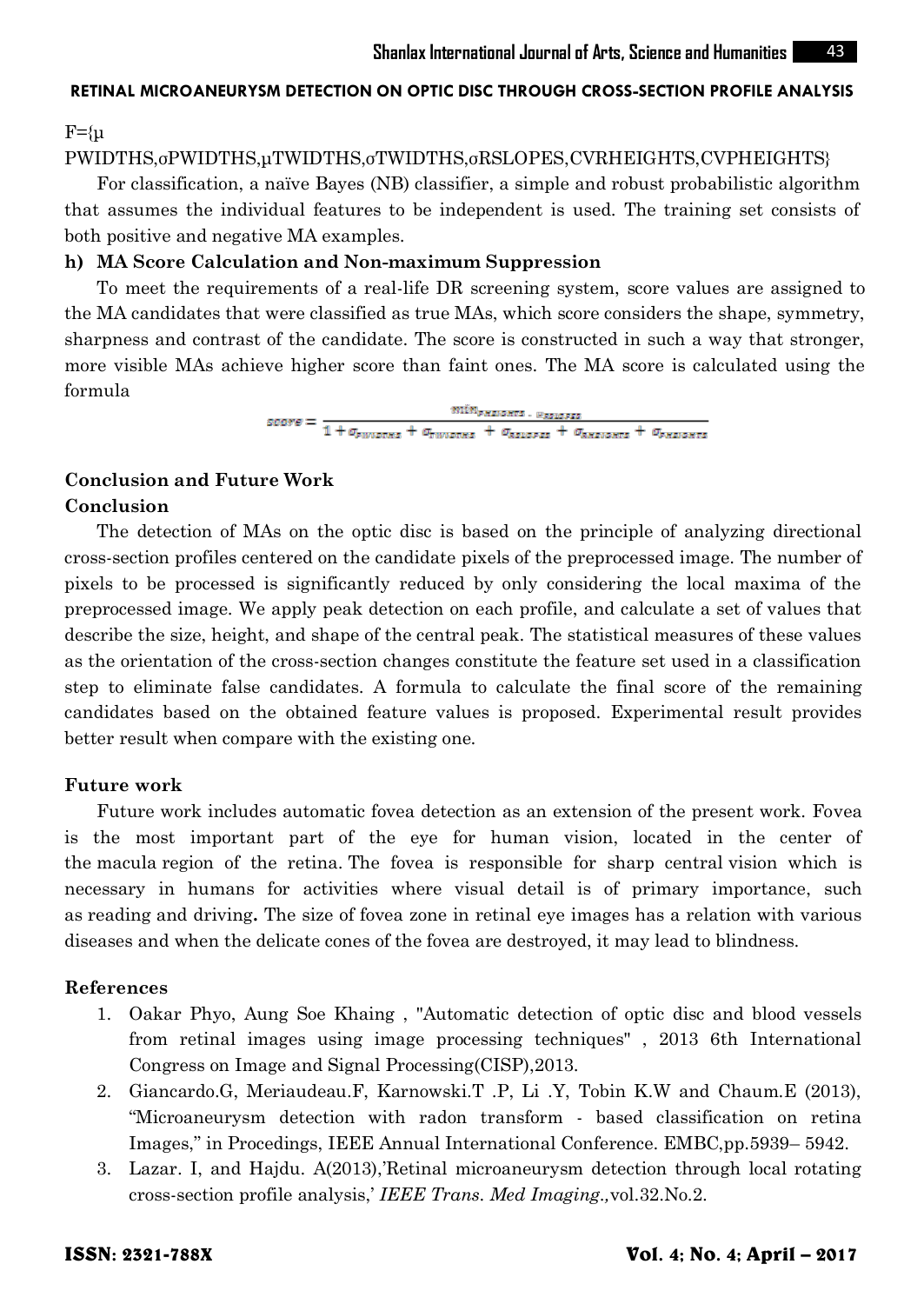F={μ PWIDTHS,σPWIDTHS,μTWIDTHS,σTWIDTHS,σRSLOPES,CVRHEIGHTS,CVPHEIGHTS}

For classification, a naïve Bayes (NB) classifier, a simple and robust probabilistic algorithm that assumes the individual features to be independent is used. The training set consists of both positive and negative MA examples.

#### h) MA Score Calculation and Non-maximum Suppression

To meet the requirements of a real-life DR screening system, score values are assigned to the MA candidates that were classified as true MAs, which score considers the shape, symmetry, sharpness and contrast of the candidate. The score is constructed in such a way that stronger, more visible MAs achieve higher score than faint ones. The MA score is calculated using the formula

$$score = \frac{min_{PHEIGHTS} \cdot \mu_{RSLOPES}}{1 + \sigma_{PWIDTHS} + \sigma_{TWIDTHS} + \sigma_{RSLOPES} + \sigma_{RHEIGHTS} + \sigma_{PHEIGHTS}}$$

## Conclusion and Future Work

### Conclusion

The detection of MAs on the optic disc is based on the principle of analyzing directional cross-section profiles centered on the candidate pixels of the preprocessed image. The number of pixels to be processed is significantly reduced by only considering the local maxima of the preprocessed image. We apply peak detection on each profile, and calculate a set of values that describe the size, height, and shape of the central peak. The statistical measures of these values as the orientation of the cross-section changes constitute the feature set used in a classification step to eliminate false candidates. A formula to calculate the final score of the remaining candidates based on the obtained feature values is proposed. Experimental result provides better result when compare with the existing one.

### Future work

Future work includes automatic fovea detection as an extension of the present work. Fovea is the most important part of the eye for human vision, located in the center of the macula region of the retina. The fovea is responsible for sharp central vision which is necessary in humans for activities where visual detail is of primary importance, such as reading and driving**.** The size of fovea zone in retinal eye images has a relation with various diseases and when the delicate cones of the fovea are destroyed, it may lead to blindness.

### References

1. Oakar Phyo, Aung Soe Khaing , "Automatic detection of optic disc and blood vessels from retinal images using image processing techniques" , 2013 6th International Congress on Image and Signal Processing(CISP),2013.
2. Giancardo.G, Meriaudeau.F, Karnowski.T .P, Li .Y, Tobin K.W and Chaum.E (2013), "Microaneurysm detection with radon transform - based classification on retina Images," in Procedings, IEEE Annual International Conference. EMBC,pp.5939– 5942.
3. Lazar. I, and Hajdu. A(2013),'Retinal microaneurysm detection through local rotating cross-section profile analysis,' *IEEE Trans. Med Imaging.,*vol.32.No.2.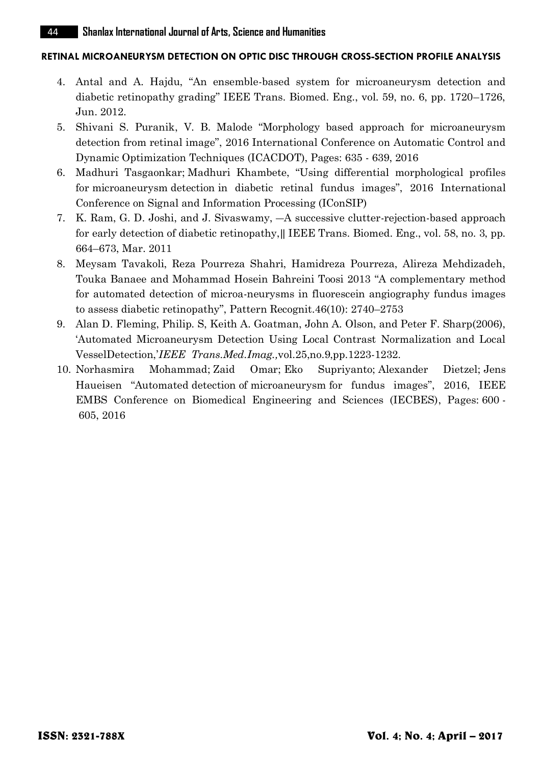4. Antal and A. Hajdu, "An ensemble-based system for microaneurysm detection and diabetic retinopathy grading" IEEE Trans. Biomed. Eng., vol. 59, no. 6, pp. 1720–1726, Jun. 2012.
5. Shivani S. Puranik, V. B. Malode "Morphology based approach for microaneurysm detection from retinal image", 2016 International Conference on Automatic Control and Dynamic Optimization Techniques (ICACDOT), Pages: 635 - 639, 2016
6. Madhuri Tasgaonkar; Madhuri Khambete, "Using differential morphological profiles for microaneurysm detection in diabetic retinal fundus images", 2016 International Conference on Signal and Information Processing (IConSIP)
7. K. Ram, G. D. Joshi, and J. Sivaswamy, ―A successive clutter-rejection-based approach for early detection of diabetic retinopathy,‖ IEEE Trans. Biomed. Eng., vol. 58, no. 3, pp. 664–673, Mar. 2011
8. Meysam Tavakoli, Reza Pourreza Shahri, Hamidreza Pourreza, Alireza Mehdizadeh, Touka Banaee and Mohammad Hosein Bahreini Toosi 2013 "A complementary method for automated detection of microa-neurysms in fluorescein angiography fundus images to assess diabetic retinopathy", Pattern Recognit.46(10): 2740–2753
9. Alan D. Fleming, Philip. S, Keith A. Goatman, John A. Olson, and Peter F. Sharp(2006), 'Automated Microaneurysm Detection Using Local Contrast Normalization and Local VesselDetection,'*IEEE Trans.Med.Imag.,*vol.25,no.9,pp.1223-1232.
10. Norhasmira Mohammad; Zaid Omar; Eko Supriyanto; Alexander Dietzel; Jens Haueisen "Automated detection of microaneurysm for fundus images", 2016, IEEE EMBS Conference on Biomedical Engineering and Sciences (IECBES), Pages: 600 - 605, 2016